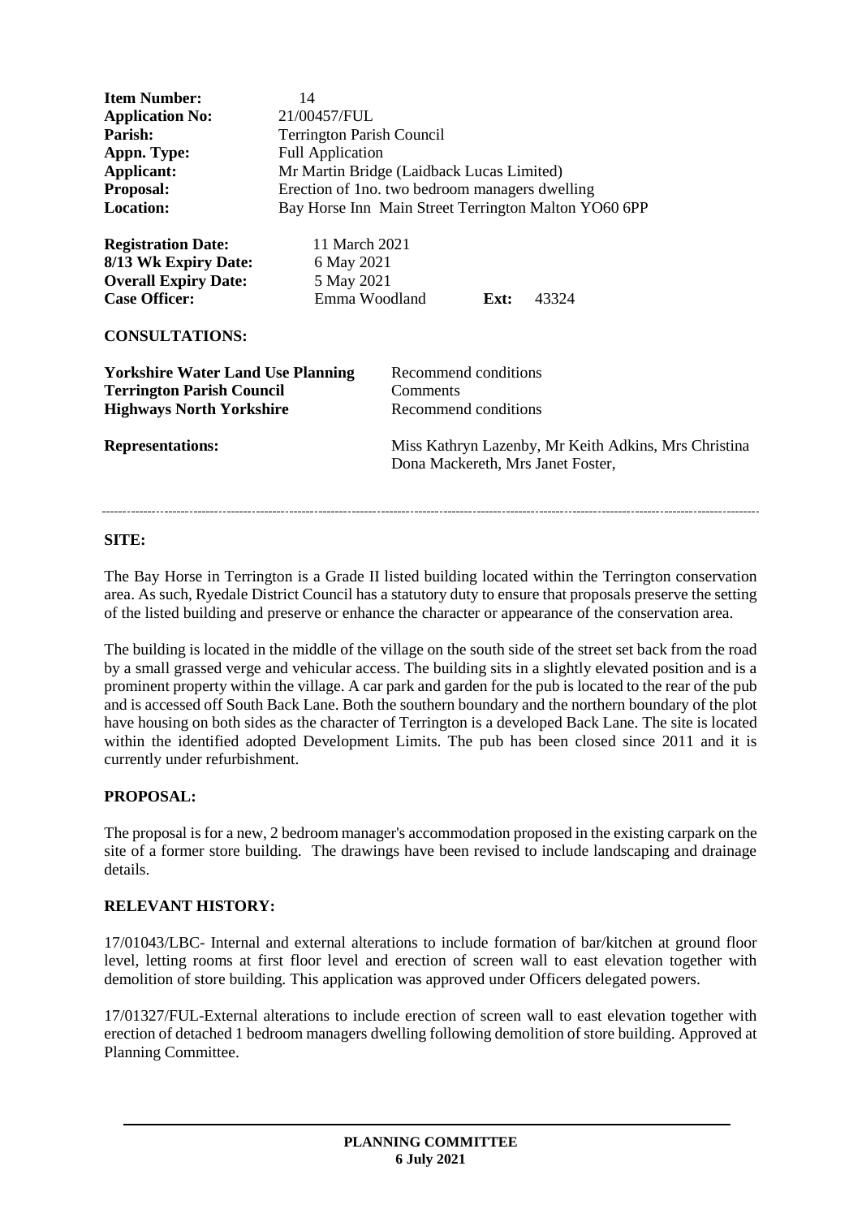| | |
|---|---|
| **Item Number:** | 14 |
| **Application No:** | 21/00457/FUL |
| **Parish:** | Terrington Parish Council |
| **Appn. Type:** | Full Application |
| **Applicant:** | Mr Martin Bridge (Laidback Lucas Limited) |
| **Proposal:** | Erection of 1no. two bedroom managers dwelling |
| **Location:** | Bay Horse Inn Main Street Terrington Malton YO60 6PP |

| | |
|---|---|
| **Registration Date:** | 11 March 2021 |
| **8/13 Wk Expiry Date:** | 6 May 2021 |
| **Overall Expiry Date:** | 5 May 2021 |
| **Case Officer:** | Emma Woodland **Ext:** 43324 |

**CONSULTATIONS:**

| | |
|---|---|
| **Yorkshire Water Land Use Planning** | Recommend conditions |
| **Terrington Parish Council** | Comments |
| **Highways North Yorkshire** | Recommend conditions |
| **Representations:** | Miss Kathryn Lazenby, Mr Keith Adkins, Mrs Christina Dona Mackereth, Mrs Janet Foster, |

---

**SITE:**

The Bay Horse in Terrington is a Grade II listed building located within the Terrington conservation area. As such, Ryedale District Council has a statutory duty to ensure that proposals preserve the setting of the listed building and preserve or enhance the character or appearance of the conservation area.

The building is located in the middle of the village on the south side of the street set back from the road by a small grassed verge and vehicular access. The building sits in a slightly elevated position and is a prominent property within the village. A car park and garden for the pub is located to the rear of the pub and is accessed off South Back Lane. Both the southern boundary and the northern boundary of the plot have housing on both sides as the character of Terrington is a developed Back Lane. The site is located within the identified adopted Development Limits. The pub has been closed since 2011 and it is currently under refurbishment.

**PROPOSAL:**

The proposal is for a new, 2 bedroom manager's accommodation proposed in the existing carpark on the site of a former store building. The drawings have been revised to include landscaping and drainage details.

**RELEVANT HISTORY:**

17/01043/LBC- Internal and external alterations to include formation of bar/kitchen at ground floor level, letting rooms at first floor level and erection of screen wall to east elevation together with demolition of store building. This application was approved under Officers delegated powers.

17/01327/FUL-External alterations to include erection of screen wall to east elevation together with erection of detached 1 bedroom managers dwelling following demolition of store building. Approved at Planning Committee.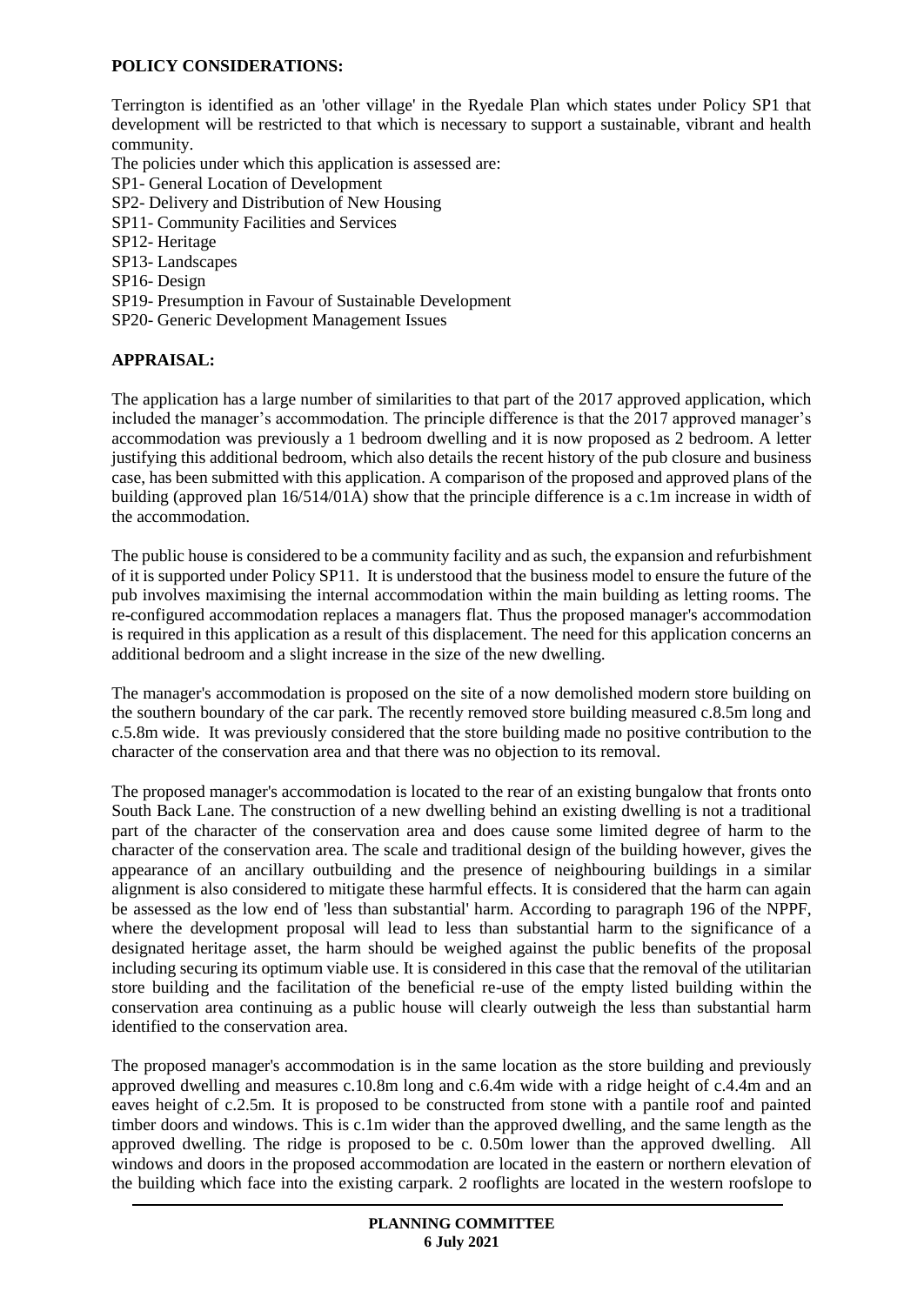**POLICY CONSIDERATIONS:**

Terrington is identified as an 'other village' in the Ryedale Plan which states under Policy SP1 that development will be restricted to that which is necessary to support a sustainable, vibrant and health community.

The policies under which this application is assessed are:

SP1- General Location of Development
SP2- Delivery and Distribution of New Housing
SP11- Community Facilities and Services
SP12- Heritage
SP13- Landscapes
SP16- Design
SP19- Presumption in Favour of Sustainable Development
SP20- Generic Development Management Issues

**APPRAISAL:**

The application has a large number of similarities to that part of the 2017 approved application, which included the manager's accommodation. The principle difference is that the 2017 approved manager's accommodation was previously a 1 bedroom dwelling and it is now proposed as 2 bedroom. A letter justifying this additional bedroom, which also details the recent history of the pub closure and business case, has been submitted with this application. A comparison of the proposed and approved plans of the building (approved plan 16/514/01A) show that the principle difference is a c.1m increase in width of the accommodation.

The public house is considered to be a community facility and as such, the expansion and refurbishment of it is supported under Policy SP11. It is understood that the business model to ensure the future of the pub involves maximising the internal accommodation within the main building as letting rooms. The re-configured accommodation replaces a managers flat. Thus the proposed manager's accommodation is required in this application as a result of this displacement. The need for this application concerns an additional bedroom and a slight increase in the size of the new dwelling.

The manager's accommodation is proposed on the site of a now demolished modern store building on the southern boundary of the car park. The recently removed store building measured c.8.5m long and c.5.8m wide. It was previously considered that the store building made no positive contribution to the character of the conservation area and that there was no objection to its removal.

The proposed manager's accommodation is located to the rear of an existing bungalow that fronts onto South Back Lane. The construction of a new dwelling behind an existing dwelling is not a traditional part of the character of the conservation area and does cause some limited degree of harm to the character of the conservation area. The scale and traditional design of the building however, gives the appearance of an ancillary outbuilding and the presence of neighbouring buildings in a similar alignment is also considered to mitigate these harmful effects. It is considered that the harm can again be assessed as the low end of 'less than substantial' harm. According to paragraph 196 of the NPPF, where the development proposal will lead to less than substantial harm to the significance of a designated heritage asset, the harm should be weighed against the public benefits of the proposal including securing its optimum viable use. It is considered in this case that the removal of the utilitarian store building and the facilitation of the beneficial re-use of the empty listed building within the conservation area continuing as a public house will clearly outweigh the less than substantial harm identified to the conservation area.

The proposed manager's accommodation is in the same location as the store building and previously approved dwelling and measures c.10.8m long and c.6.4m wide with a ridge height of c.4.4m and an eaves height of c.2.5m. It is proposed to be constructed from stone with a pantile roof and painted timber doors and windows. This is c.1m wider than the approved dwelling, and the same length as the approved dwelling. The ridge is proposed to be c. 0.50m lower than the approved dwelling. All windows and doors in the proposed accommodation are located in the eastern or northern elevation of the building which face into the existing carpark. 2 rooflights are located in the western roofslope to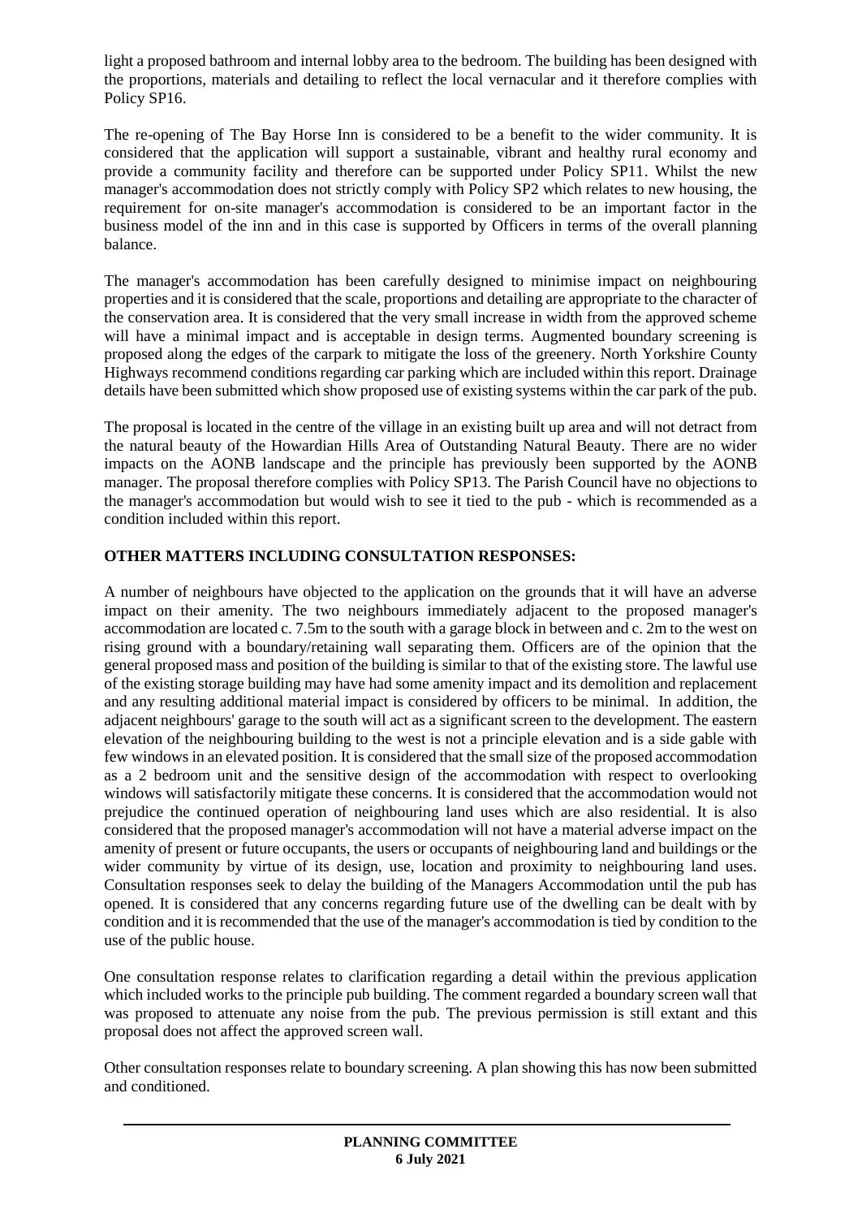light a proposed bathroom and internal lobby area to the bedroom. The building has been designed with the proportions, materials and detailing to reflect the local vernacular and it therefore complies with Policy SP16.

The re-opening of The Bay Horse Inn is considered to be a benefit to the wider community. It is considered that the application will support a sustainable, vibrant and healthy rural economy and provide a community facility and therefore can be supported under Policy SP11. Whilst the new manager's accommodation does not strictly comply with Policy SP2 which relates to new housing, the requirement for on-site manager's accommodation is considered to be an important factor in the business model of the inn and in this case is supported by Officers in terms of the overall planning balance.

The manager's accommodation has been carefully designed to minimise impact on neighbouring properties and it is considered that the scale, proportions and detailing are appropriate to the character of the conservation area. It is considered that the very small increase in width from the approved scheme will have a minimal impact and is acceptable in design terms. Augmented boundary screening is proposed along the edges of the carpark to mitigate the loss of the greenery. North Yorkshire County Highways recommend conditions regarding car parking which are included within this report. Drainage details have been submitted which show proposed use of existing systems within the car park of the pub.

The proposal is located in the centre of the village in an existing built up area and will not detract from the natural beauty of the Howardian Hills Area of Outstanding Natural Beauty. There are no wider impacts on the AONB landscape and the principle has previously been supported by the AONB manager. The proposal therefore complies with Policy SP13. The Parish Council have no objections to the manager's accommodation but would wish to see it tied to the pub - which is recommended as a condition included within this report.

**OTHER MATTERS INCLUDING CONSULTATION RESPONSES:**

A number of neighbours have objected to the application on the grounds that it will have an adverse impact on their amenity. The two neighbours immediately adjacent to the proposed manager's accommodation are located c. 7.5m to the south with a garage block in between and c. 2m to the west on rising ground with a boundary/retaining wall separating them. Officers are of the opinion that the general proposed mass and position of the building is similar to that of the existing store. The lawful use of the existing storage building may have had some amenity impact and its demolition and replacement and any resulting additional material impact is considered by officers to be minimal. In addition, the adjacent neighbours' garage to the south will act as a significant screen to the development. The eastern elevation of the neighbouring building to the west is not a principle elevation and is a side gable with few windows in an elevated position. It is considered that the small size of the proposed accommodation as a 2 bedroom unit and the sensitive design of the accommodation with respect to overlooking windows will satisfactorily mitigate these concerns. It is considered that the accommodation would not prejudice the continued operation of neighbouring land uses which are also residential. It is also considered that the proposed manager's accommodation will not have a material adverse impact on the amenity of present or future occupants, the users or occupants of neighbouring land and buildings or the wider community by virtue of its design, use, location and proximity to neighbouring land uses. Consultation responses seek to delay the building of the Managers Accommodation until the pub has opened. It is considered that any concerns regarding future use of the dwelling can be dealt with by condition and it is recommended that the use of the manager's accommodation is tied by condition to the use of the public house.

One consultation response relates to clarification regarding a detail within the previous application which included works to the principle pub building. The comment regarded a boundary screen wall that was proposed to attenuate any noise from the pub. The previous permission is still extant and this proposal does not affect the approved screen wall.

Other consultation responses relate to boundary screening. A plan showing this has now been submitted and conditioned.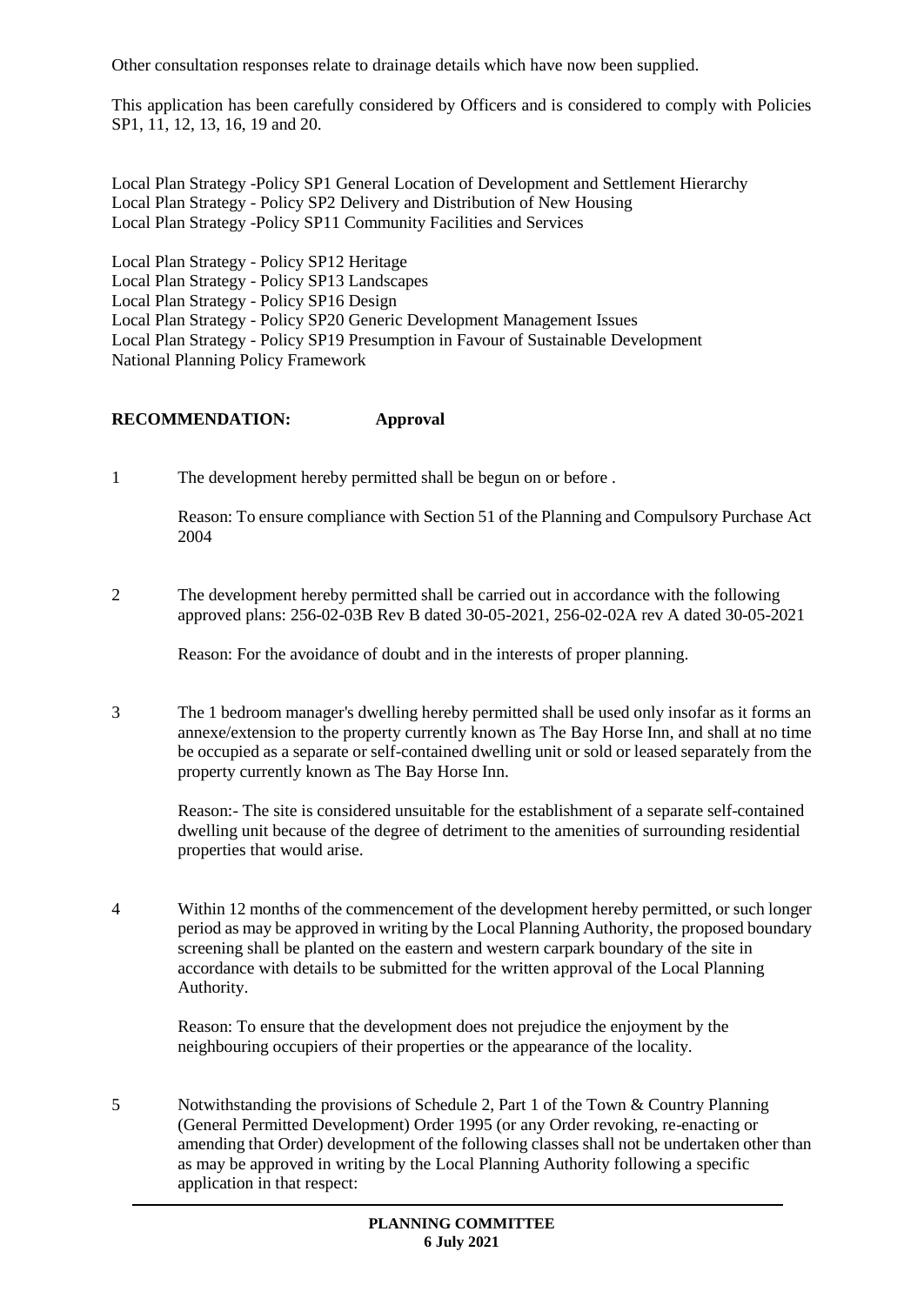Other consultation responses relate to drainage details which have now been supplied.

This application has been carefully considered by Officers and is considered to comply with Policies SP1, 11, 12, 13, 16, 19 and 20.

Local Plan Strategy -Policy SP1 General Location of Development and Settlement Hierarchy
Local Plan Strategy - Policy SP2 Delivery and Distribution of New Housing
Local Plan Strategy -Policy SP11 Community Facilities and Services

Local Plan Strategy - Policy SP12 Heritage
Local Plan Strategy - Policy SP13 Landscapes
Local Plan Strategy - Policy SP16 Design
Local Plan Strategy - Policy SP20 Generic Development Management Issues
Local Plan Strategy - Policy SP19 Presumption in Favour of Sustainable Development
National Planning Policy Framework

**RECOMMENDATION: Approval**

1 The development hereby permitted shall be begun on or before .

Reason: To ensure compliance with Section 51 of the Planning and Compulsory Purchase Act 2004

2 The development hereby permitted shall be carried out in accordance with the following approved plans: 256-02-03B Rev B dated 30-05-2021, 256-02-02A rev A dated 30-05-2021

Reason: For the avoidance of doubt and in the interests of proper planning.

3 The 1 bedroom manager's dwelling hereby permitted shall be used only insofar as it forms an annexe/extension to the property currently known as The Bay Horse Inn, and shall at no time be occupied as a separate or self-contained dwelling unit or sold or leased separately from the property currently known as The Bay Horse Inn.

Reason:- The site is considered unsuitable for the establishment of a separate self-contained dwelling unit because of the degree of detriment to the amenities of surrounding residential properties that would arise.

4 Within 12 months of the commencement of the development hereby permitted, or such longer period as may be approved in writing by the Local Planning Authority, the proposed boundary screening shall be planted on the eastern and western carpark boundary of the site in accordance with details to be submitted for the written approval of the Local Planning Authority.

Reason: To ensure that the development does not prejudice the enjoyment by the neighbouring occupiers of their properties or the appearance of the locality.

5 Notwithstanding the provisions of Schedule 2, Part 1 of the Town & Country Planning (General Permitted Development) Order 1995 (or any Order revoking, re-enacting or amending that Order) development of the following classes shall not be undertaken other than as may be approved in writing by the Local Planning Authority following a specific application in that respect: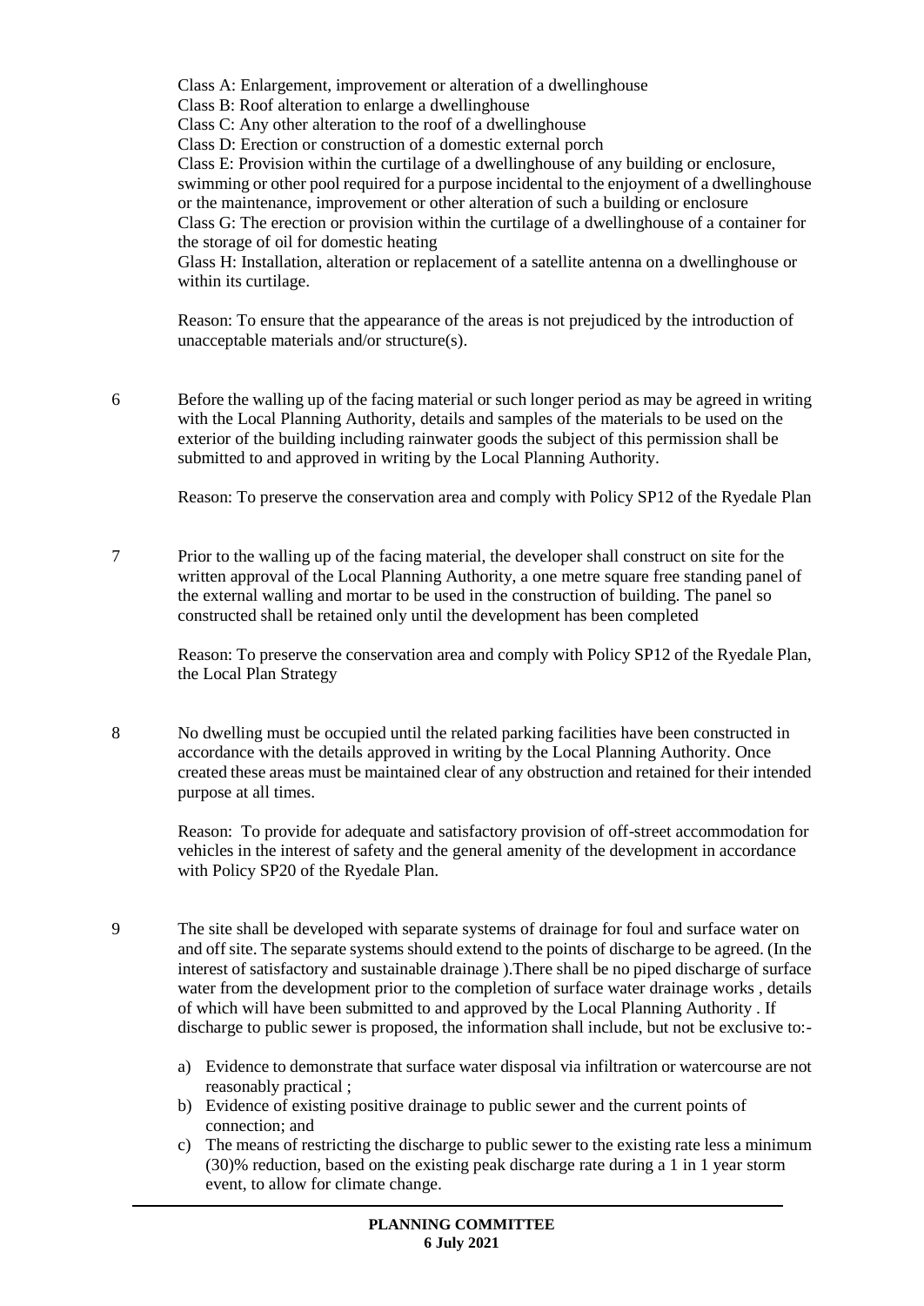Class A: Enlargement, improvement or alteration of a dwellinghouse
Class B: Roof alteration to enlarge a dwellinghouse
Class C: Any other alteration to the roof of a dwellinghouse
Class D: Erection or construction of a domestic external porch
Class E: Provision within the curtilage of a dwellinghouse of any building or enclosure, swimming or other pool required for a purpose incidental to the enjoyment of a dwellinghouse or the maintenance, improvement or other alteration of such a building or enclosure
Class G: The erection or provision within the curtilage of a dwellinghouse of a container for the storage of oil for domestic heating
Glass H: Installation, alteration or replacement of a satellite antenna on a dwellinghouse or within its curtilage.

Reason: To ensure that the appearance of the areas is not prejudiced by the introduction of unacceptable materials and/or structure(s).

6 Before the walling up of the facing material or such longer period as may be agreed in writing with the Local Planning Authority, details and samples of the materials to be used on the exterior of the building including rainwater goods the subject of this permission shall be submitted to and approved in writing by the Local Planning Authority.

Reason: To preserve the conservation area and comply with Policy SP12 of the Ryedale Plan

7 Prior to the walling up of the facing material, the developer shall construct on site for the written approval of the Local Planning Authority, a one metre square free standing panel of the external walling and mortar to be used in the construction of building. The panel so constructed shall be retained only until the development has been completed

Reason: To preserve the conservation area and comply with Policy SP12 of the Ryedale Plan, the Local Plan Strategy

8 No dwelling must be occupied until the related parking facilities have been constructed in accordance with the details approved in writing by the Local Planning Authority. Once created these areas must be maintained clear of any obstruction and retained for their intended purpose at all times.

Reason: To provide for adequate and satisfactory provision of off-street accommodation for vehicles in the interest of safety and the general amenity of the development in accordance with Policy SP20 of the Ryedale Plan.

9 The site shall be developed with separate systems of drainage for foul and surface water on and off site. The separate systems should extend to the points of discharge to be agreed. (In the interest of satisfactory and sustainable drainage ).There shall be no piped discharge of surface water from the development prior to the completion of surface water drainage works , details of which will have been submitted to and approved by the Local Planning Authority . If discharge to public sewer is proposed, the information shall include, but not be exclusive to:-

a) Evidence to demonstrate that surface water disposal via infiltration or watercourse are not reasonably practical ;
b) Evidence of existing positive drainage to public sewer and the current points of connection; and
c) The means of restricting the discharge to public sewer to the existing rate less a minimum (30)% reduction, based on the existing peak discharge rate during a 1 in 1 year storm event, to allow for climate change.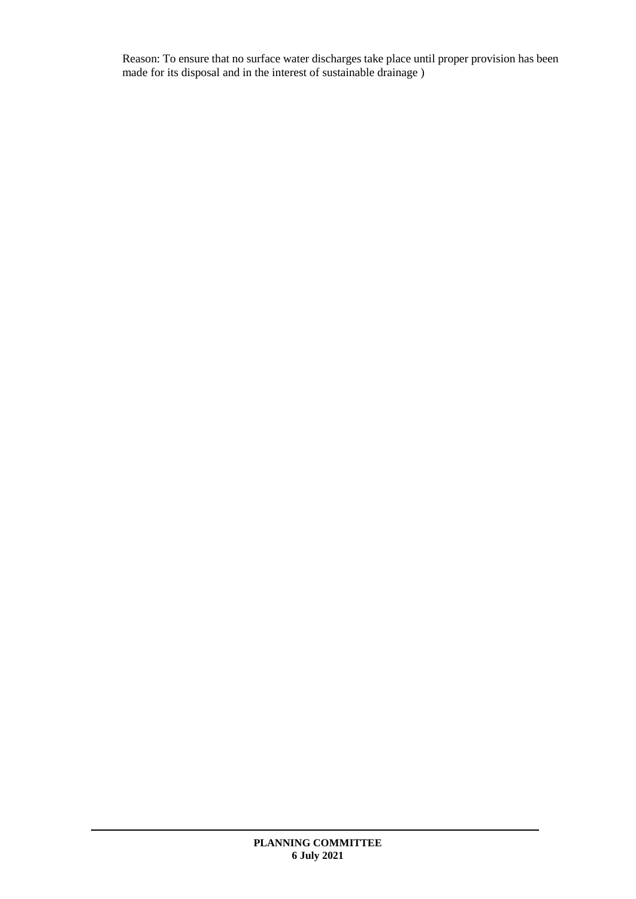Reason: To ensure that no surface water discharges take place until proper provision has been made for its disposal and in the interest of sustainable drainage )